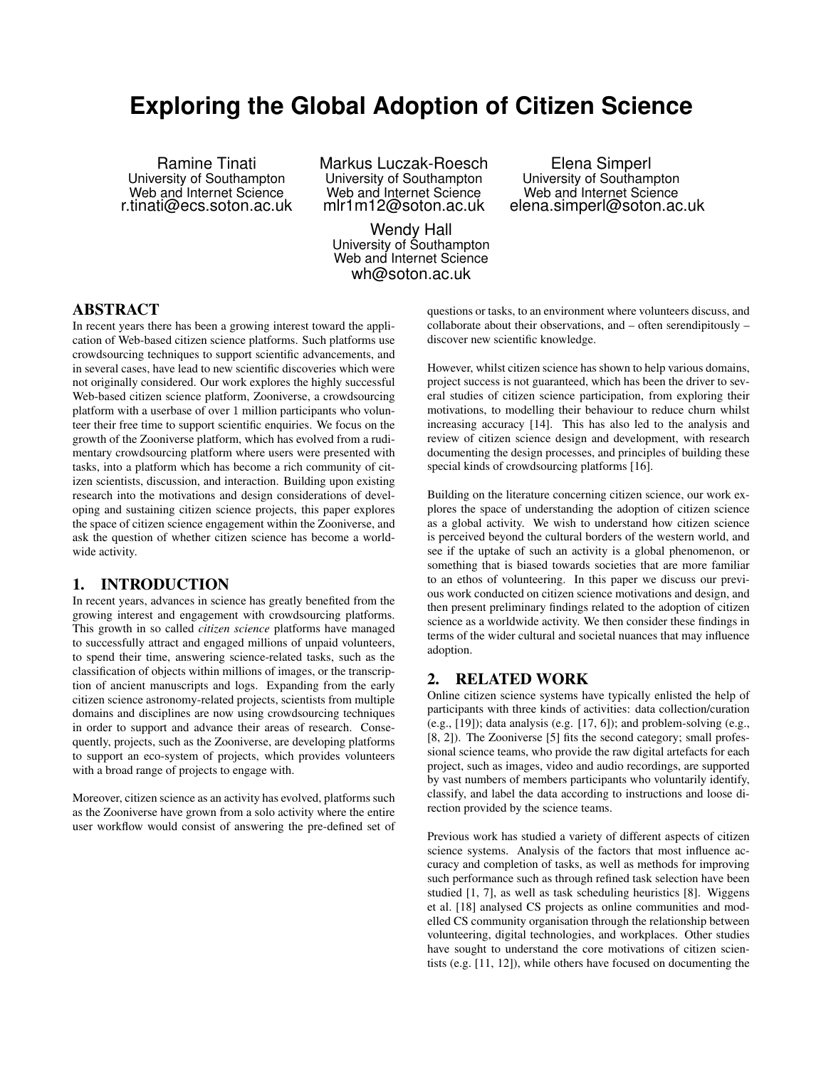# Exploring the Global Adoption of Citizen Science

Ramine Tinati
University of Southampton
Web and Internet Science
r.tinati@ecs.soton.ac.uk

Markus Luczak-Roesch
University of Southampton
Web and Internet Science
mlr1m12@soton.ac.uk

Elena Simperl
University of Southampton
Web and Internet Science
elena.simperl@soton.ac.uk

Wendy Hall
University of Southampton
Web and Internet Science
wh@soton.ac.uk

## ABSTRACT

In recent years there has been a growing interest toward the application of Web-based citizen science platforms. Such platforms use crowdsourcing techniques to support scientific advancements, and in several cases, have lead to new scientific discoveries which were not originally considered. Our work explores the highly successful Web-based citizen science platform, Zooniverse, a crowdsourcing platform with a userbase of over 1 million participants who volunteer their free time to support scientific enquiries. We focus on the growth of the Zooniverse platform, which has evolved from a rudimentary crowdsourcing platform where users were presented with tasks, into a platform which has become a rich community of citizen scientists, discussion, and interaction. Building upon existing research into the motivations and design considerations of developing and sustaining citizen science projects, this paper explores the space of citizen science engagement within the Zooniverse, and ask the question of whether citizen science has become a worldwide activity.

## 1. INTRODUCTION

In recent years, advances in science has greatly benefited from the growing interest and engagement with crowdsourcing platforms. This growth in so called *citizen science* platforms have managed to successfully attract and engaged millions of unpaid volunteers, to spend their time, answering science-related tasks, such as the classification of objects within millions of images, or the transcription of ancient manuscripts and logs. Expanding from the early citizen science astronomy-related projects, scientists from multiple domains and disciplines are now using crowdsourcing techniques in order to support and advance their areas of research. Consequently, projects, such as the Zooniverse, are developing platforms to support an eco-system of projects, which provides volunteers with a broad range of projects to engage with.

Moreover, citizen science as an activity has evolved, platforms such as the Zooniverse have grown from a solo activity where the entire user workflow would consist of answering the pre-defined set of questions or tasks, to an environment where volunteers discuss, and collaborate about their observations, and – often serendipitously – discover new scientific knowledge.

However, whilst citizen science has shown to help various domains, project success is not guaranteed, which has been the driver to several studies of citizen science participation, from exploring their motivations, to modelling their behaviour to reduce churn whilst increasing accuracy [14]. This has also led to the analysis and review of citizen science design and development, with research documenting the design processes, and principles of building these special kinds of crowdsourcing platforms [16].

Building on the literature concerning citizen science, our work explores the space of understanding the adoption of citizen science as a global activity. We wish to understand how citizen science is perceived beyond the cultural borders of the western world, and see if the uptake of such an activity is a global phenomenon, or something that is biased towards societies that are more familiar to an ethos of volunteering. In this paper we discuss our previous work conducted on citizen science motivations and design, and then present preliminary findings related to the adoption of citizen science as a worldwide activity. We then consider these findings in terms of the wider cultural and societal nuances that may influence adoption.

## 2. RELATED WORK

Online citizen science systems have typically enlisted the help of participants with three kinds of activities: data collection/curation (e.g., [19]); data analysis (e.g. [17, 6]); and problem-solving (e.g., [8, 2]). The Zooniverse [5] fits the second category; small professional science teams, who provide the raw digital artefacts for each project, such as images, video and audio recordings, are supported by vast numbers of members participants who voluntarily identify, classify, and label the data according to instructions and loose direction provided by the science teams.

Previous work has studied a variety of different aspects of citizen science systems. Analysis of the factors that most influence accuracy and completion of tasks, as well as methods for improving such performance such as through refined task selection have been studied [1, 7], as well as task scheduling heuristics [8]. Wiggens et al. [18] analysed CS projects as online communities and modelled CS community organisation through the relationship between volunteering, digital technologies, and workplaces. Other studies have sought to understand the core motivations of citizen scientists (e.g. [11, 12]), while others have focused on documenting the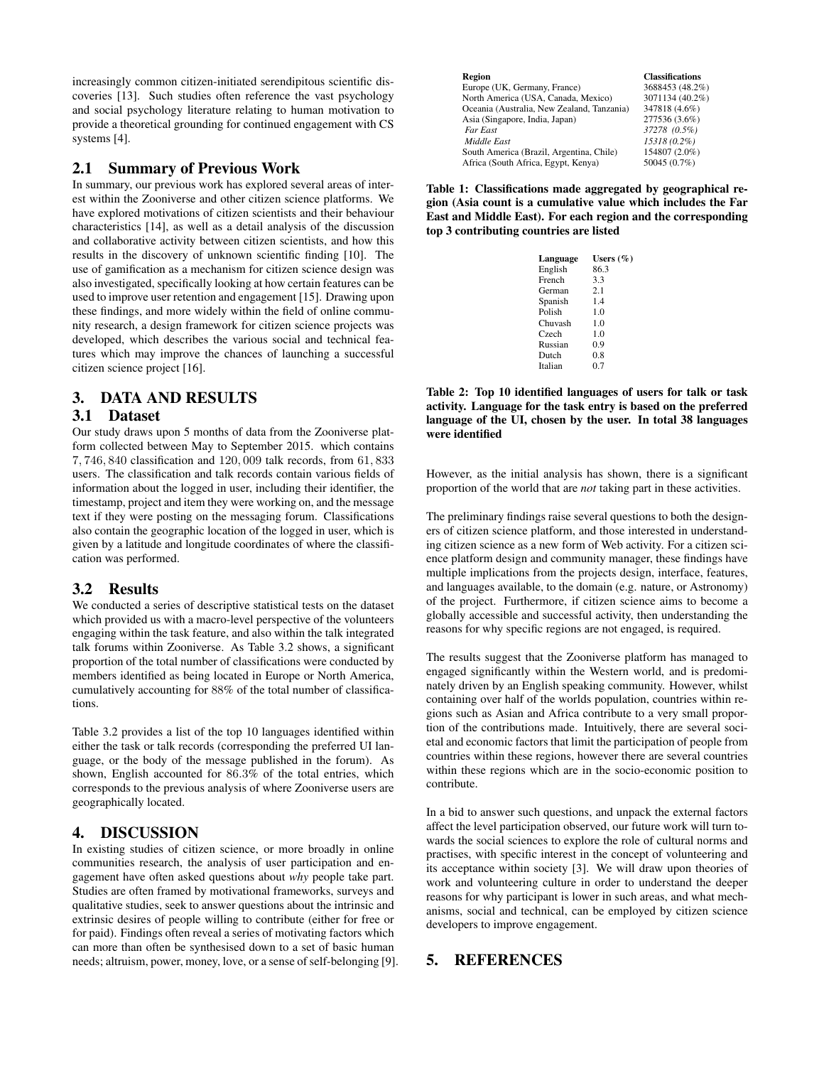increasingly common citizen-initiated serendipitous scientific discoveries [13]. Such studies often reference the vast psychology and social psychology literature relating to human motivation to provide a theoretical grounding for continued engagement with CS systems [4].

## 2.1 Summary of Previous Work

In summary, our previous work has explored several areas of interest within the Zooniverse and other citizen science platforms. We have explored motivations of citizen scientists and their behaviour characteristics [14], as well as a detail analysis of the discussion and collaborative activity between citizen scientists, and how this results in the discovery of unknown scientific finding [10]. The use of gamification as a mechanism for citizen science design was also investigated, specifically looking at how certain features can be used to improve user retention and engagement [15]. Drawing upon these findings, and more widely within the field of online community research, a design framework for citizen science projects was developed, which describes the various social and technical features which may improve the chances of launching a successful citizen science project [16].

# 3. DATA AND RESULTS

## 3.1 Dataset

Our study draws upon 5 months of data from the Zooniverse platform collected between May to September 2015. which contains $7,746,840$ classification and $120,009$ talk records, from $61,833$ users. The classification and talk records contain various fields of information about the logged in user, including their identifier, the timestamp, project and item they were working on, and the message text if they were posting on the messaging forum. Classifications also contain the geographic location of the logged in user, which is given by a latitude and longitude coordinates of where the classification was performed.

## 3.2 Results

We conducted a series of descriptive statistical tests on the dataset which provided us with a macro-level perspective of the volunteers engaging within the task feature, and also within the talk integrated talk forums within Zooniverse. As Table 3.2 shows, a significant proportion of the total number of classifications were conducted by members identified as being located in Europe or North America, cumulatively accounting for 88% of the total number of classifications.

Table 3.2 provides a list of the top 10 languages identified within either the task or talk records (corresponding the preferred UI language, or the body of the message published in the forum). As shown, English accounted for 86.3% of the total entries, which corresponds to the previous analysis of where Zooniverse users are geographically located.

# 4. DISCUSSION

In existing studies of citizen science, or more broadly in online communities research, the analysis of user participation and engagement have often asked questions about *why* people take part. Studies are often framed by motivational frameworks, surveys and qualitative studies, seek to answer questions about the intrinsic and extrinsic desires of people willing to contribute (either for free or for paid). Findings often reveal a series of motivating factors which can more than often be synthesised down to a set of basic human needs; altruism, power, money, love, or a sense of self-belonging [9].

| Region | Classifications |
|---|---|
| Europe (UK, Germany, France) | 3688453 (48.2%) |
| North America (USA, Canada, Mexico) | 3071134 (40.2%) |
| Oceania (Australia, New Zealand, Tanzania) | 347818 (4.6%) |
| Asia (Singapore, India, Japan) | 277536 (3.6%) |
| *Far East* | *37278 (0.5%)* |
| *Middle East* | *15318 (0.2%)* |
| South America (Brazil, Argentina, Chile) | 154807 (2.0%) |
| Africa (South Africa, Egypt, Kenya) | 50045 (0.7%) |

**Table 1: Classifications made aggregated by geographical region (Asia count is a cumulative value which includes the Far East and Middle East). For each region and the corresponding top 3 contributing countries are listed**

| Language | Users (%) |
|---|---|
| English | 86.3 |
| French | 3.3 |
| German | 2.1 |
| Spanish | 1.4 |
| Polish | 1.0 |
| Chuvash | 1.0 |
| Czech | 1.0 |
| Russian | 0.9 |
| Dutch | 0.8 |
| Italian | 0.7 |

**Table 2: Top 10 identified languages of users for talk or task activity. Language for the task entry is based on the preferred language of the UI, chosen by the user. In total 38 languages were identified**

However, as the initial analysis has shown, there is a significant proportion of the world that are *not* taking part in these activities.

The preliminary findings raise several questions to both the designers of citizen science platform, and those interested in understanding citizen science as a new form of Web activity. For a citizen science platform design and community manager, these findings have multiple implications from the projects design, interface, features, and languages available, to the domain (e.g. nature, or Astronomy) of the project. Furthermore, if citizen science aims to become a globally accessible and successful activity, then understanding the reasons for why specific regions are not engaged, is required.

The results suggest that the Zooniverse platform has managed to engaged significantly within the Western world, and is predominately driven by an English speaking community. However, whilst containing over half of the worlds population, countries within regions such as Asian and Africa contribute to a very small proportion of the contributions made. Intuitively, there are several societal and economic factors that limit the participation of people from countries within these regions, however there are several countries within these regions which are in the socio-economic position to contribute.

In a bid to answer such questions, and unpack the external factors affect the level participation observed, our future work will turn towards the social sciences to explore the role of cultural norms and practises, with specific interest in the concept of volunteering and its acceptance within society [3]. We will draw upon theories of work and volunteering culture in order to understand the deeper reasons for why participant is lower in such areas, and what mechanisms, social and technical, can be employed by citizen science developers to improve engagement.

# 5. REFERENCES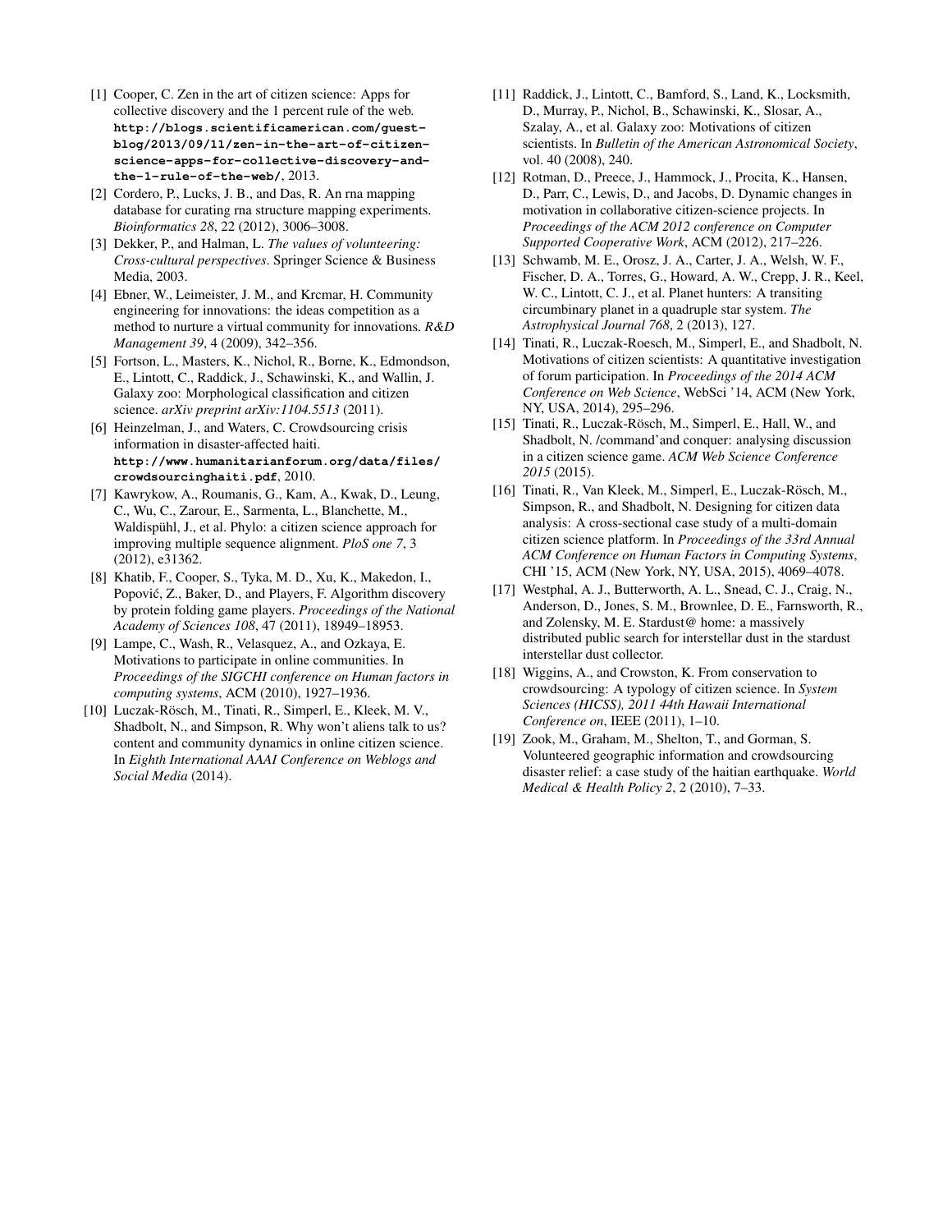[1] Cooper, C. Zen in the art of citizen science: Apps for collective discovery and the 1 percent rule of the web. `http://blogs.scientificamerican.com/guest-blog/2013/09/11/zen-in-the-art-of-citizen-science-apps-for-collective-discovery-and-the-1-rule-of-the-web/`, 2013.

[2] Cordero, P., Lucks, J. B., and Das, R. An rna mapping database for curating rna structure mapping experiments. *Bioinformatics 28*, 22 (2012), 3006–3008.

[3] Dekker, P., and Halman, L. *The values of volunteering: Cross-cultural perspectives*. Springer Science & Business Media, 2003.

[4] Ebner, W., Leimeister, J. M., and Krcmar, H. Community engineering for innovations: the ideas competition as a method to nurture a virtual community for innovations. *R&D Management 39*, 4 (2009), 342–356.

[5] Fortson, L., Masters, K., Nichol, R., Borne, K., Edmondson, E., Lintott, C., Raddick, J., Schawinski, K., and Wallin, J. Galaxy zoo: Morphological classification and citizen science. *arXiv preprint arXiv:1104.5513* (2011).

[6] Heinzelman, J., and Waters, C. Crowdsourcing crisis information in disaster-affected haiti. `http://www.humanitarianforum.org/data/files/crowdsourcinghaiti.pdf`, 2010.

[7] Kawrykow, A., Roumanis, G., Kam, A., Kwak, D., Leung, C., Wu, C., Zarour, E., Sarmenta, L., Blanchette, M., Waldispühl, J., et al. Phylo: a citizen science approach for improving multiple sequence alignment. *PloS one 7*, 3 (2012), e31362.

[8] Khatib, F., Cooper, S., Tyka, M. D., Xu, K., Makedon, I., Popović, Z., Baker, D., and Players, F. Algorithm discovery by protein folding game players. *Proceedings of the National Academy of Sciences 108*, 47 (2011), 18949–18953.

[9] Lampe, C., Wash, R., Velasquez, A., and Ozkaya, E. Motivations to participate in online communities. In *Proceedings of the SIGCHI conference on Human factors in computing systems*, ACM (2010), 1927–1936.

[10] Luczak-Rösch, M., Tinati, R., Simperl, E., Kleek, M. V., Shadbolt, N., and Simpson, R. Why won't aliens talk to us? content and community dynamics in online citizen science. In *Eighth International AAAI Conference on Weblogs and Social Media* (2014).

[11] Raddick, J., Lintott, C., Bamford, S., Land, K., Locksmith, D., Murray, P., Nichol, B., Schawinski, K., Slosar, A., Szalay, A., et al. Galaxy zoo: Motivations of citizen scientists. In *Bulletin of the American Astronomical Society*, vol. 40 (2008), 240.

[12] Rotman, D., Preece, J., Hammock, J., Procita, K., Hansen, D., Parr, C., Lewis, D., and Jacobs, D. Dynamic changes in motivation in collaborative citizen-science projects. In *Proceedings of the ACM 2012 conference on Computer Supported Cooperative Work*, ACM (2012), 217–226.

[13] Schwamb, M. E., Orosz, J. A., Carter, J. A., Welsh, W. F., Fischer, D. A., Torres, G., Howard, A. W., Crepp, J. R., Keel, W. C., Lintott, C. J., et al. Planet hunters: A transiting circumbinary planet in a quadruple star system. *The Astrophysical Journal 768*, 2 (2013), 127.

[14] Tinati, R., Luczak-Roesch, M., Simperl, E., and Shadbolt, N. Motivations of citizen scientists: A quantitative investigation of forum participation. In *Proceedings of the 2014 ACM Conference on Web Science*, WebSci '14, ACM (New York, NY, USA, 2014), 295–296.

[15] Tinati, R., Luczak-Rösch, M., Simperl, E., Hall, W., and Shadbolt, N. /command'and conquer: analysing discussion in a citizen science game. *ACM Web Science Conference 2015* (2015).

[16] Tinati, R., Van Kleek, M., Simperl, E., Luczak-Rösch, M., Simpson, R., and Shadbolt, N. Designing for citizen data analysis: A cross-sectional case study of a multi-domain citizen science platform. In *Proceedings of the 33rd Annual ACM Conference on Human Factors in Computing Systems*, CHI '15, ACM (New York, NY, USA, 2015), 4069–4078.

[17] Westphal, A. J., Butterworth, A. L., Snead, C. J., Craig, N., Anderson, D., Jones, S. M., Brownlee, D. E., Farnsworth, R., and Zolensky, M. E. Stardust@ home: a massively distributed public search for interstellar dust in the stardust interstellar dust collector.

[18] Wiggins, A., and Crowston, K. From conservation to crowdsourcing: A typology of citizen science. In *System Sciences (HICSS), 2011 44th Hawaii International Conference on*, IEEE (2011), 1–10.

[19] Zook, M., Graham, M., Shelton, T., and Gorman, S. Volunteered geographic information and crowdsourcing disaster relief: a case study of the haitian earthquake. *World Medical & Health Policy 2*, 2 (2010), 7–33.